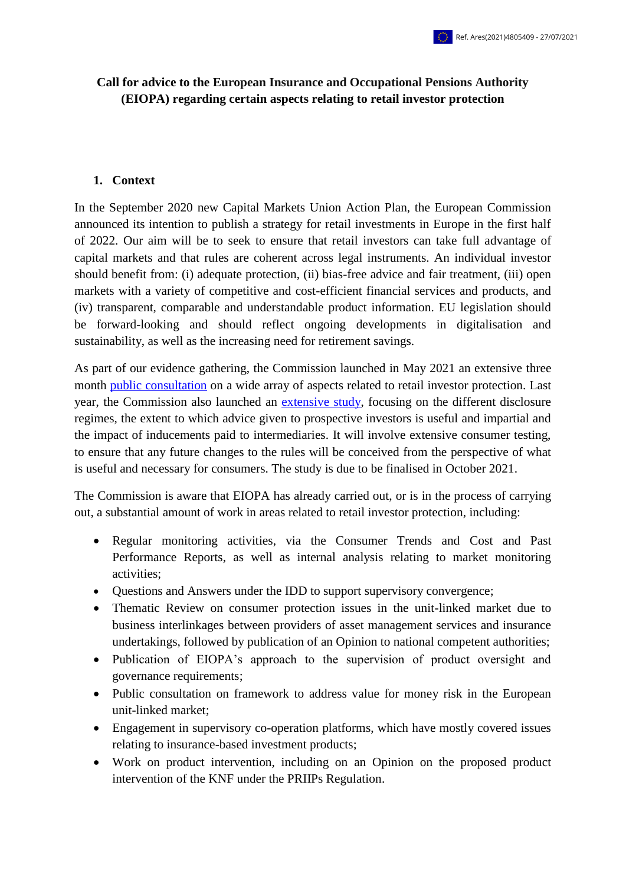Ref. Ares(2021)4805409 - 27/07/2021

**Call for advice to the European Insurance and Occupational Pensions Authority (EIOPA) regarding certain aspects relating to retail investor protection**

## 1. Context

In the September 2020 new Capital Markets Union Action Plan, the European Commission announced its intention to publish a strategy for retail investments in Europe in the first half of 2022. Our aim will be to seek to ensure that retail investors can take full advantage of capital markets and that rules are coherent across legal instruments. An individual investor should benefit from: (i) adequate protection, (ii) bias-free advice and fair treatment, (iii) open markets with a variety of competitive and cost-efficient financial services and products, and (iv) transparent, comparable and understandable product information. EU legislation should be forward-looking and should reflect ongoing developments in digitalisation and sustainability, as well as the increasing need for retirement savings.

As part of our evidence gathering, the Commission launched in May 2021 an extensive three month [public consultation](#) on a wide array of aspects related to retail investor protection. Last year, the Commission also launched an [extensive study](#), focusing on the different disclosure regimes, the extent to which advice given to prospective investors is useful and impartial and the impact of inducements paid to intermediaries. It will involve extensive consumer testing, to ensure that any future changes to the rules will be conceived from the perspective of what is useful and necessary for consumers. The study is due to be finalised in October 2021.

The Commission is aware that EIOPA has already carried out, or is in the process of carrying out, a substantial amount of work in areas related to retail investor protection, including:

- Regular monitoring activities, via the Consumer Trends and Cost and Past Performance Reports, as well as internal analysis relating to market monitoring activities;
- Questions and Answers under the IDD to support supervisory convergence;
- Thematic Review on consumer protection issues in the unit-linked market due to business interlinkages between providers of asset management services and insurance undertakings, followed by publication of an Opinion to national competent authorities;
- Publication of EIOPA's approach to the supervision of product oversight and governance requirements;
- Public consultation on framework to address value for money risk in the European unit-linked market;
- Engagement in supervisory co-operation platforms, which have mostly covered issues relating to insurance-based investment products;
- Work on product intervention, including on an Opinion on the proposed product intervention of the KNF under the PRIIPs Regulation.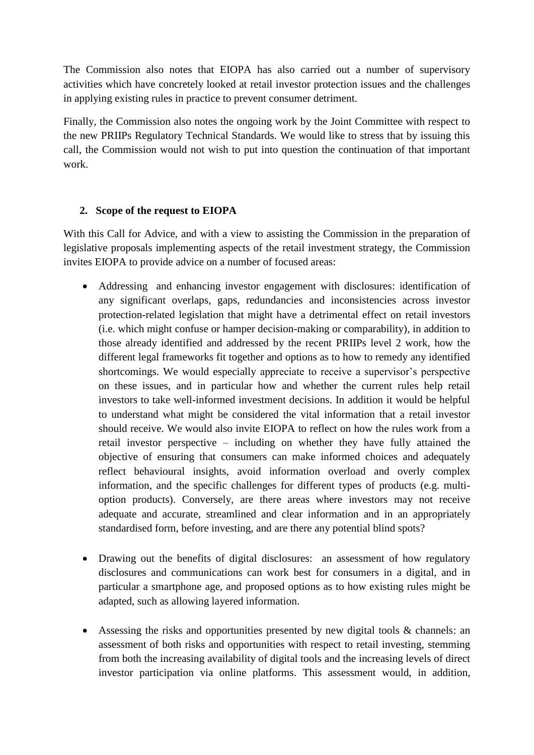The Commission also notes that EIOPA has also carried out a number of supervisory activities which have concretely looked at retail investor protection issues and the challenges in applying existing rules in practice to prevent consumer detriment.

Finally, the Commission also notes the ongoing work by the Joint Committee with respect to the new PRIIPs Regulatory Technical Standards. We would like to stress that by issuing this call, the Commission would not wish to put into question the continuation of that important work.

## 2. Scope of the request to EIOPA

With this Call for Advice, and with a view to assisting the Commission in the preparation of legislative proposals implementing aspects of the retail investment strategy, the Commission invites EIOPA to provide advice on a number of focused areas:

- Addressing and enhancing investor engagement with disclosures: identification of any significant overlaps, gaps, redundancies and inconsistencies across investor protection-related legislation that might have a detrimental effect on retail investors (i.e. which might confuse or hamper decision-making or comparability), in addition to those already identified and addressed by the recent PRIIPs level 2 work, how the different legal frameworks fit together and options as to how to remedy any identified shortcomings. We would especially appreciate to receive a supervisor's perspective on these issues, and in particular how and whether the current rules help retail investors to take well-informed investment decisions. In addition it would be helpful to understand what might be considered the vital information that a retail investor should receive. We would also invite EIOPA to reflect on how the rules work from a retail investor perspective – including on whether they have fully attained the objective of ensuring that consumers can make informed choices and adequately reflect behavioural insights, avoid information overload and overly complex information, and the specific challenges for different types of products (e.g. multi-option products). Conversely, are there areas where investors may not receive adequate and accurate, streamlined and clear information and in an appropriately standardised form, before investing, and are there any potential blind spots?

- Drawing out the benefits of digital disclosures: an assessment of how regulatory disclosures and communications can work best for consumers in a digital, and in particular a smartphone age, and proposed options as to how existing rules might be adapted, such as allowing layered information.

- Assessing the risks and opportunities presented by new digital tools & channels: an assessment of both risks and opportunities with respect to retail investing, stemming from both the increasing availability of digital tools and the increasing levels of direct investor participation via online platforms. This assessment would, in addition,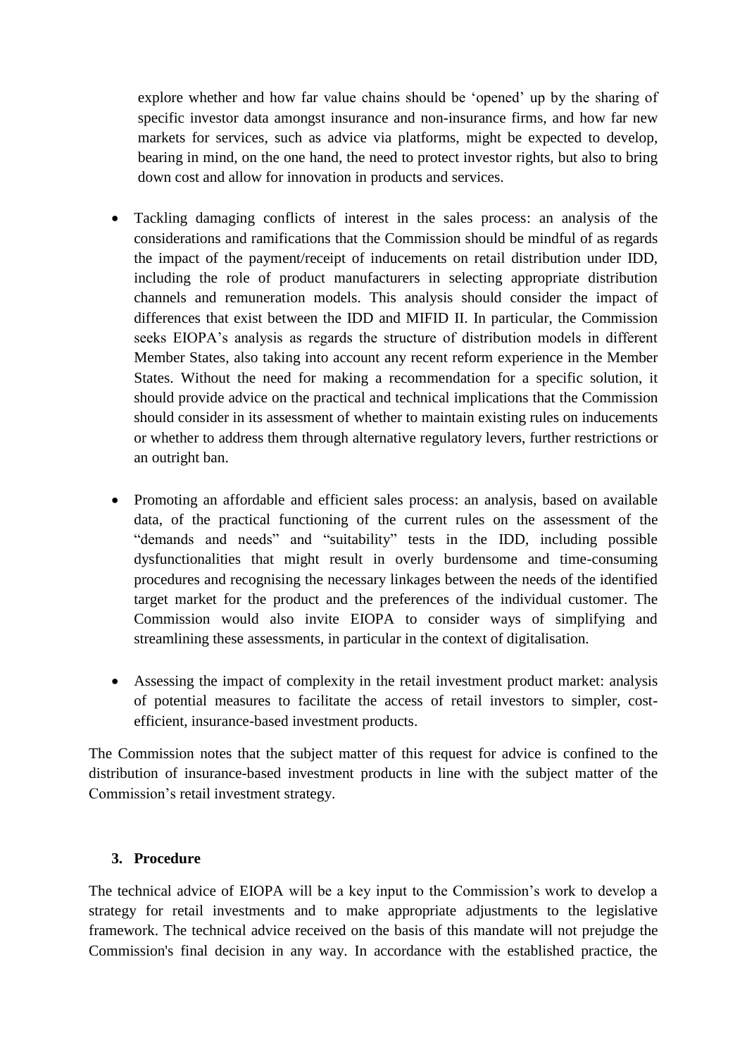explore whether and how far value chains should be 'opened' up by the sharing of specific investor data amongst insurance and non-insurance firms, and how far new markets for services, such as advice via platforms, might be expected to develop, bearing in mind, on the one hand, the need to protect investor rights, but also to bring down cost and allow for innovation in products and services.

- Tackling damaging conflicts of interest in the sales process: an analysis of the considerations and ramifications that the Commission should be mindful of as regards the impact of the payment/receipt of inducements on retail distribution under IDD, including the role of product manufacturers in selecting appropriate distribution channels and remuneration models. This analysis should consider the impact of differences that exist between the IDD and MIFID II. In particular, the Commission seeks EIOPA's analysis as regards the structure of distribution models in different Member States, also taking into account any recent reform experience in the Member States. Without the need for making a recommendation for a specific solution, it should provide advice on the practical and technical implications that the Commission should consider in its assessment of whether to maintain existing rules on inducements or whether to address them through alternative regulatory levers, further restrictions or an outright ban.

- Promoting an affordable and efficient sales process: an analysis, based on available data, of the practical functioning of the current rules on the assessment of the "demands and needs" and "suitability" tests in the IDD, including possible dysfunctionalities that might result in overly burdensome and time-consuming procedures and recognising the necessary linkages between the needs of the identified target market for the product and the preferences of the individual customer. The Commission would also invite EIOPA to consider ways of simplifying and streamlining these assessments, in particular in the context of digitalisation.

- Assessing the impact of complexity in the retail investment product market: analysis of potential measures to facilitate the access of retail investors to simpler, cost-efficient, insurance-based investment products.

The Commission notes that the subject matter of this request for advice is confined to the distribution of insurance-based investment products in line with the subject matter of the Commission's retail investment strategy.

## 3. Procedure

The technical advice of EIOPA will be a key input to the Commission's work to develop a strategy for retail investments and to make appropriate adjustments to the legislative framework. The technical advice received on the basis of this mandate will not prejudge the Commission's final decision in any way. In accordance with the established practice, the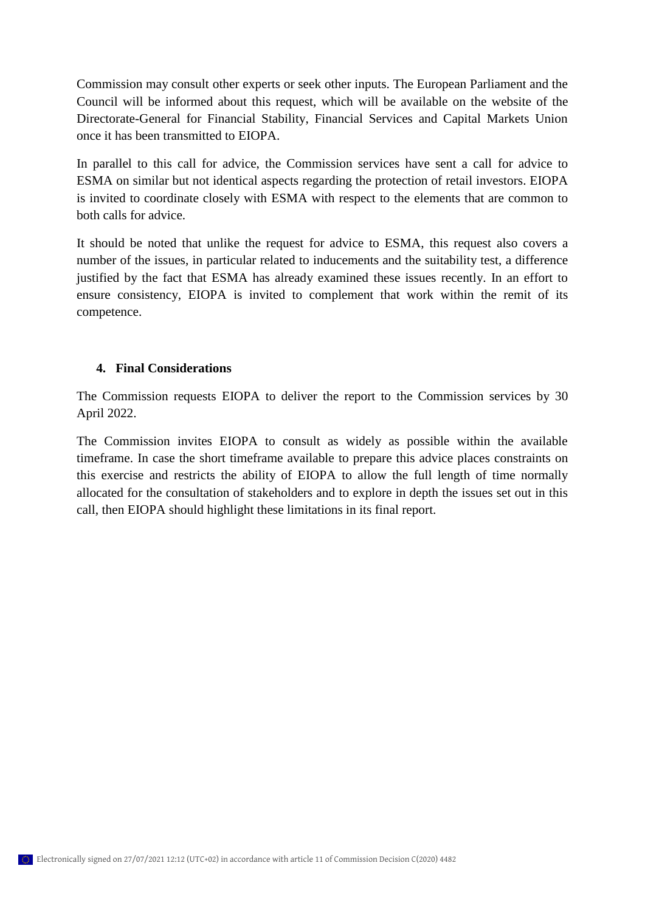Commission may consult other experts or seek other inputs. The European Parliament and the Council will be informed about this request, which will be available on the website of the Directorate-General for Financial Stability, Financial Services and Capital Markets Union once it has been transmitted to EIOPA.

In parallel to this call for advice, the Commission services have sent a call for advice to ESMA on similar but not identical aspects regarding the protection of retail investors. EIOPA is invited to coordinate closely with ESMA with respect to the elements that are common to both calls for advice.

It should be noted that unlike the request for advice to ESMA, this request also covers a number of the issues, in particular related to inducements and the suitability test, a difference justified by the fact that ESMA has already examined these issues recently. In an effort to ensure consistency, EIOPA is invited to complement that work within the remit of its competence.

## 4. Final Considerations

The Commission requests EIOPA to deliver the report to the Commission services by 30 April 2022.

The Commission invites EIOPA to consult as widely as possible within the available timeframe. In case the short timeframe available to prepare this advice places constraints on this exercise and restricts the ability of EIOPA to allow the full length of time normally allocated for the consultation of stakeholders and to explore in depth the issues set out in this call, then EIOPA should highlight these limitations in its final report.

Electronically signed on 27/07/2021 12:12 (UTC+02) in accordance with article 11 of Commission Decision C(2020) 4482